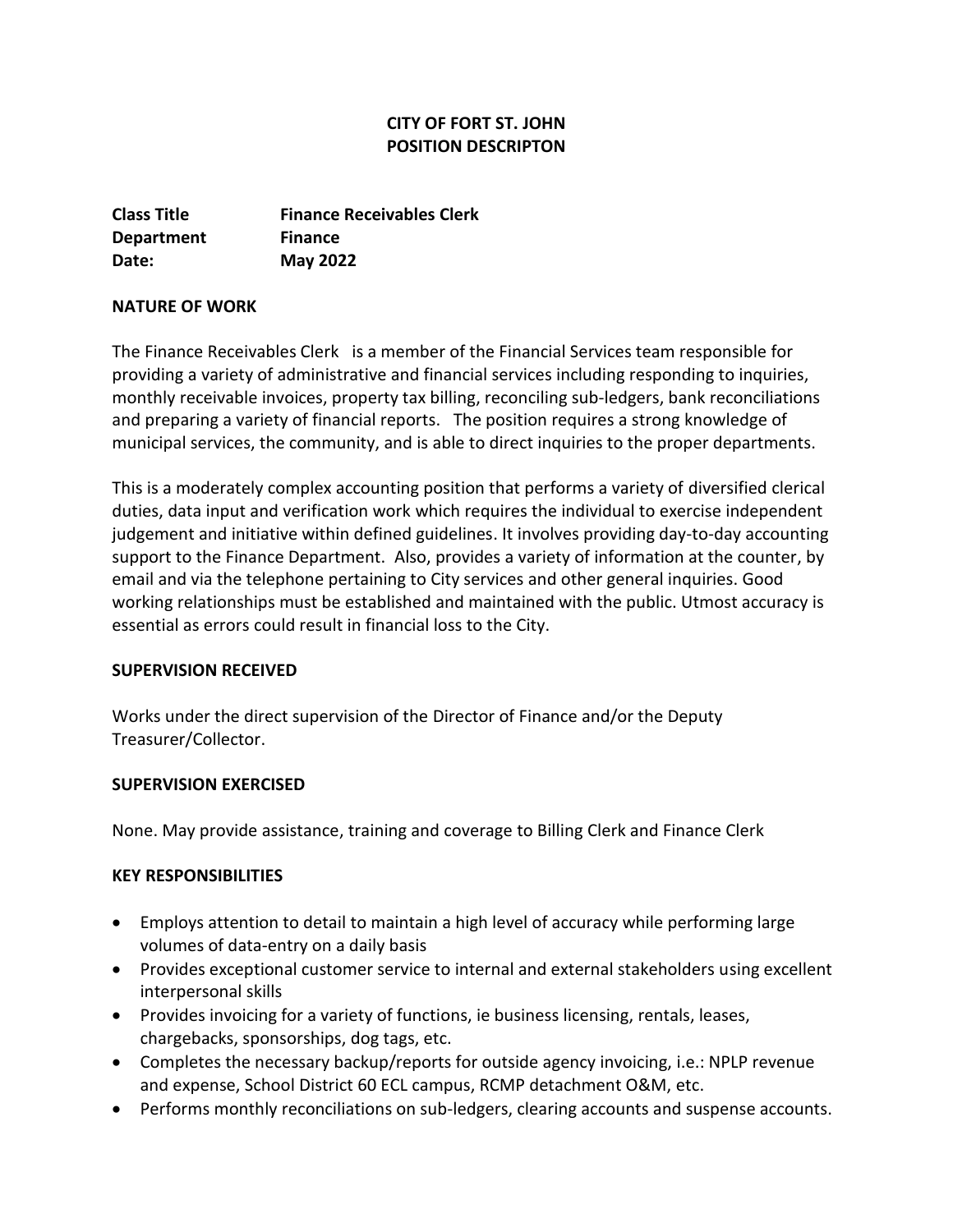# CITY OF FORT ST. JOHN
# POSITION DESCRIPTON

| | |
|---|---|
| **Class Title** | **Finance Receivables Clerk** |
| **Department** | **Finance** |
| **Date:** | **May 2022** |

## NATURE OF WORK

The Finance Receivables Clerk is a member of the Financial Services team responsible for providing a variety of administrative and financial services including responding to inquiries, monthly receivable invoices, property tax billing, reconciling sub-ledgers, bank reconciliations and preparing a variety of financial reports. The position requires a strong knowledge of municipal services, the community, and is able to direct inquiries to the proper departments.

This is a moderately complex accounting position that performs a variety of diversified clerical duties, data input and verification work which requires the individual to exercise independent judgement and initiative within defined guidelines. It involves providing day-to-day accounting support to the Finance Department. Also, provides a variety of information at the counter, by email and via the telephone pertaining to City services and other general inquiries. Good working relationships must be established and maintained with the public. Utmost accuracy is essential as errors could result in financial loss to the City.

## SUPERVISION RECEIVED

Works under the direct supervision of the Director of Finance and/or the Deputy Treasurer/Collector.

## SUPERVISION EXERCISED

None. May provide assistance, training and coverage to Billing Clerk and Finance Clerk

## KEY RESPONSIBILITIES

- Employs attention to detail to maintain a high level of accuracy while performing large volumes of data-entry on a daily basis
- Provides exceptional customer service to internal and external stakeholders using excellent interpersonal skills
- Provides invoicing for a variety of functions, ie business licensing, rentals, leases, chargebacks, sponsorships, dog tags, etc.
- Completes the necessary backup/reports for outside agency invoicing, i.e.: NPLP revenue and expense, School District 60 ECL campus, RCMP detachment O&M, etc.
- Performs monthly reconciliations on sub-ledgers, clearing accounts and suspense accounts.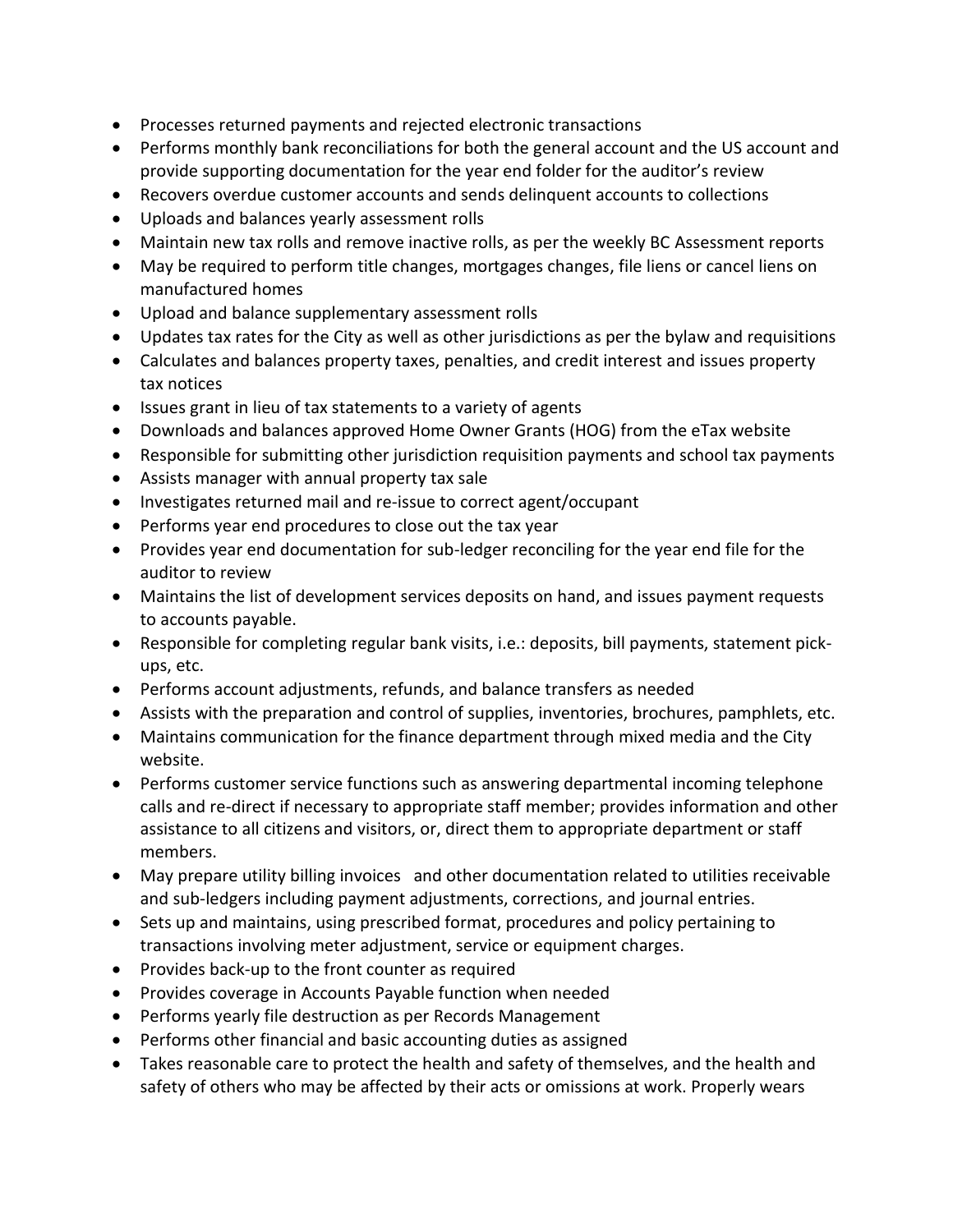- Processes returned payments and rejected electronic transactions
- Performs monthly bank reconciliations for both the general account and the US account and provide supporting documentation for the year end folder for the auditor's review
- Recovers overdue customer accounts and sends delinquent accounts to collections
- Uploads and balances yearly assessment rolls
- Maintain new tax rolls and remove inactive rolls, as per the weekly BC Assessment reports
- May be required to perform title changes, mortgages changes, file liens or cancel liens on manufactured homes
- Upload and balance supplementary assessment rolls
- Updates tax rates for the City as well as other jurisdictions as per the bylaw and requisitions
- Calculates and balances property taxes, penalties, and credit interest and issues property tax notices
- Issues grant in lieu of tax statements to a variety of agents
- Downloads and balances approved Home Owner Grants (HOG) from the eTax website
- Responsible for submitting other jurisdiction requisition payments and school tax payments
- Assists manager with annual property tax sale
- Investigates returned mail and re-issue to correct agent/occupant
- Performs year end procedures to close out the tax year
- Provides year end documentation for sub-ledger reconciling for the year end file for the auditor to review
- Maintains the list of development services deposits on hand, and issues payment requests to accounts payable.
- Responsible for completing regular bank visits, i.e.: deposits, bill payments, statement pick-ups, etc.
- Performs account adjustments, refunds, and balance transfers as needed
- Assists with the preparation and control of supplies, inventories, brochures, pamphlets, etc.
- Maintains communication for the finance department through mixed media and the City website.
- Performs customer service functions such as answering departmental incoming telephone calls and re-direct if necessary to appropriate staff member; provides information and other assistance to all citizens and visitors, or, direct them to appropriate department or staff members.
- May prepare utility billing invoices and other documentation related to utilities receivable and sub-ledgers including payment adjustments, corrections, and journal entries.
- Sets up and maintains, using prescribed format, procedures and policy pertaining to transactions involving meter adjustment, service or equipment charges.
- Provides back-up to the front counter as required
- Provides coverage in Accounts Payable function when needed
- Performs yearly file destruction as per Records Management
- Performs other financial and basic accounting duties as assigned
- Takes reasonable care to protect the health and safety of themselves, and the health and safety of others who may be affected by their acts or omissions at work. Properly wears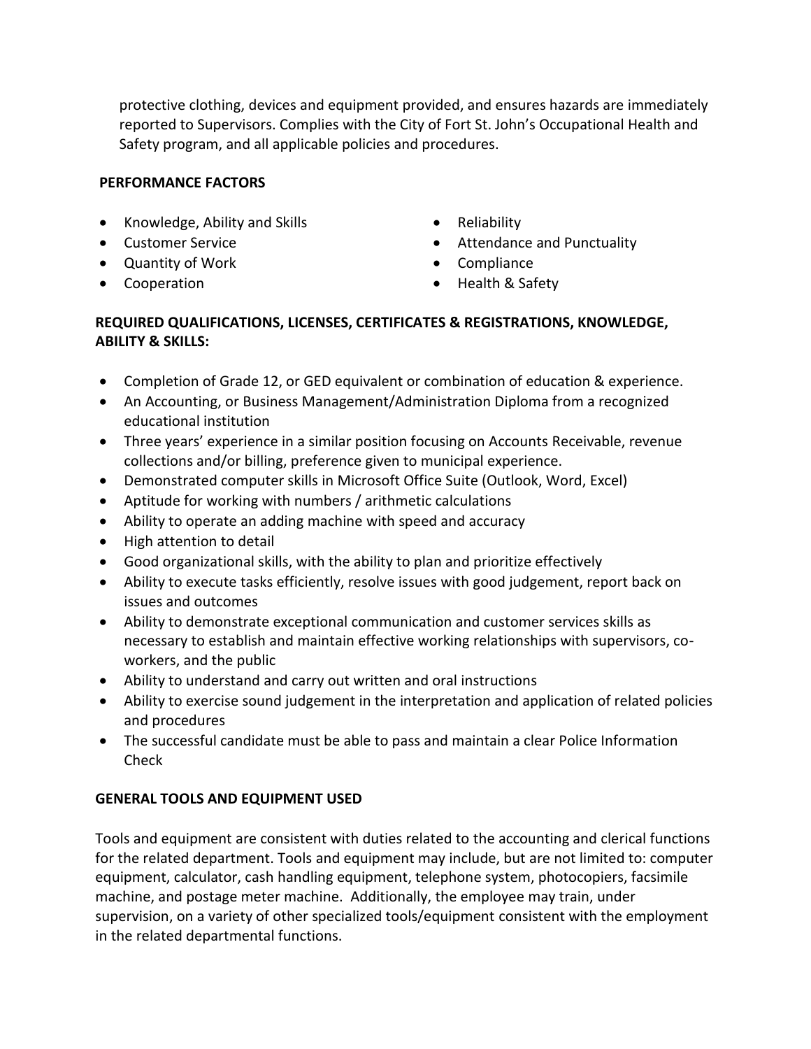protective clothing, devices and equipment provided, and ensures hazards are immediately reported to Supervisors. Complies with the City of Fort St. John's Occupational Health and Safety program, and all applicable policies and procedures.

**PERFORMANCE FACTORS**

- Knowledge, Ability and Skills
- Customer Service
- Quantity of Work
- Cooperation
- Reliability
- Attendance and Punctuality
- Compliance
- Health & Safety

**REQUIRED QUALIFICATIONS, LICENSES, CERTIFICATES & REGISTRATIONS, KNOWLEDGE, ABILITY & SKILLS:**

- Completion of Grade 12, or GED equivalent or combination of education & experience.
- An Accounting, or Business Management/Administration Diploma from a recognized educational institution
- Three years' experience in a similar position focusing on Accounts Receivable, revenue collections and/or billing, preference given to municipal experience.
- Demonstrated computer skills in Microsoft Office Suite (Outlook, Word, Excel)
- Aptitude for working with numbers / arithmetic calculations
- Ability to operate an adding machine with speed and accuracy
- High attention to detail
- Good organizational skills, with the ability to plan and prioritize effectively
- Ability to execute tasks efficiently, resolve issues with good judgement, report back on issues and outcomes
- Ability to demonstrate exceptional communication and customer services skills as necessary to establish and maintain effective working relationships with supervisors, co-workers, and the public
- Ability to understand and carry out written and oral instructions
- Ability to exercise sound judgement in the interpretation and application of related policies and procedures
- The successful candidate must be able to pass and maintain a clear Police Information Check

**GENERAL TOOLS AND EQUIPMENT USED**

Tools and equipment are consistent with duties related to the accounting and clerical functions for the related department. Tools and equipment may include, but are not limited to: computer equipment, calculator, cash handling equipment, telephone system, photocopiers, facsimile machine, and postage meter machine. Additionally, the employee may train, under supervision, on a variety of other specialized tools/equipment consistent with the employment in the related departmental functions.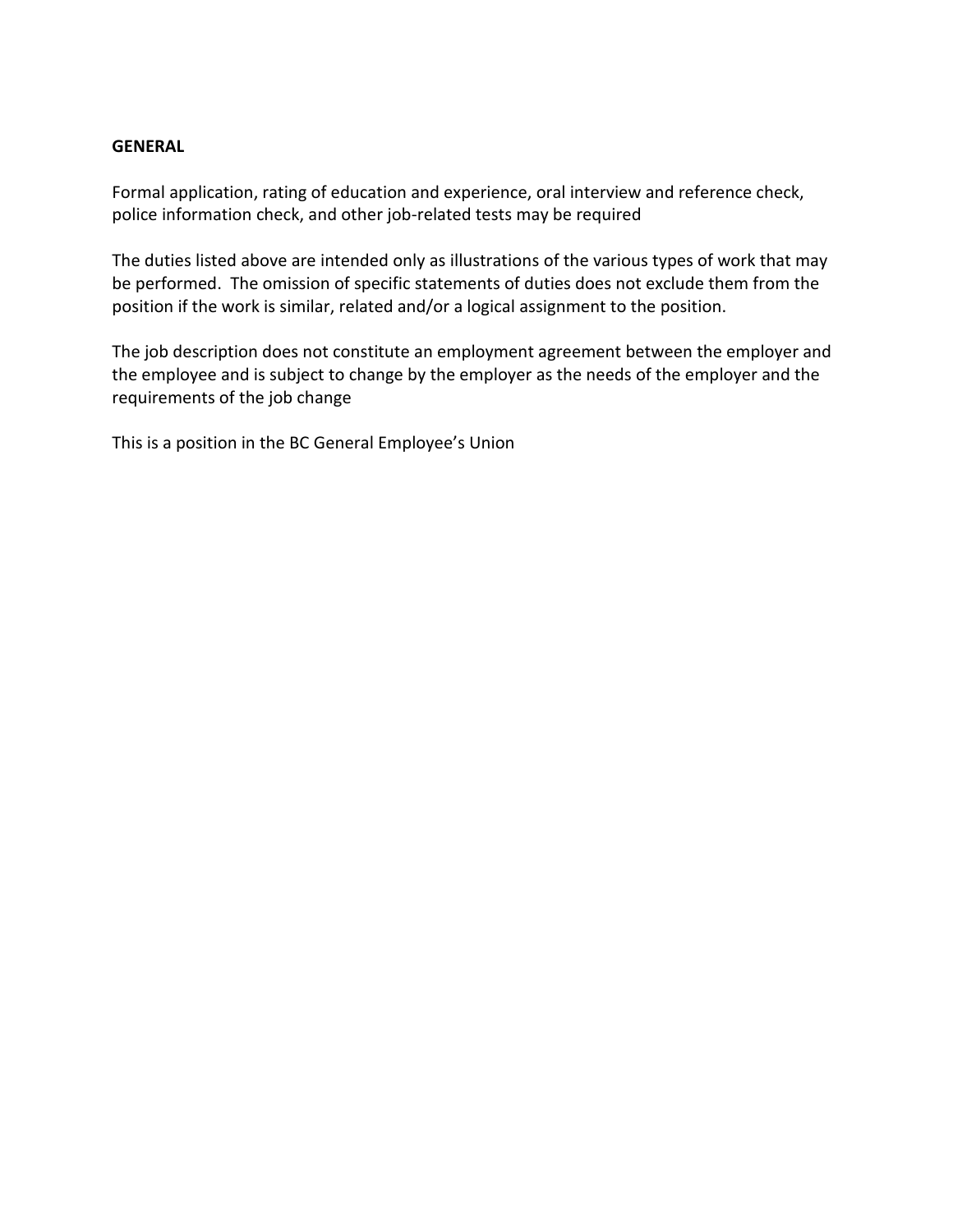**GENERAL**

Formal application, rating of education and experience, oral interview and reference check, police information check, and other job-related tests may be required

The duties listed above are intended only as illustrations of the various types of work that may be performed. The omission of specific statements of duties does not exclude them from the position if the work is similar, related and/or a logical assignment to the position.

The job description does not constitute an employment agreement between the employer and the employee and is subject to change by the employer as the needs of the employer and the requirements of the job change

This is a position in the BC General Employee's Union